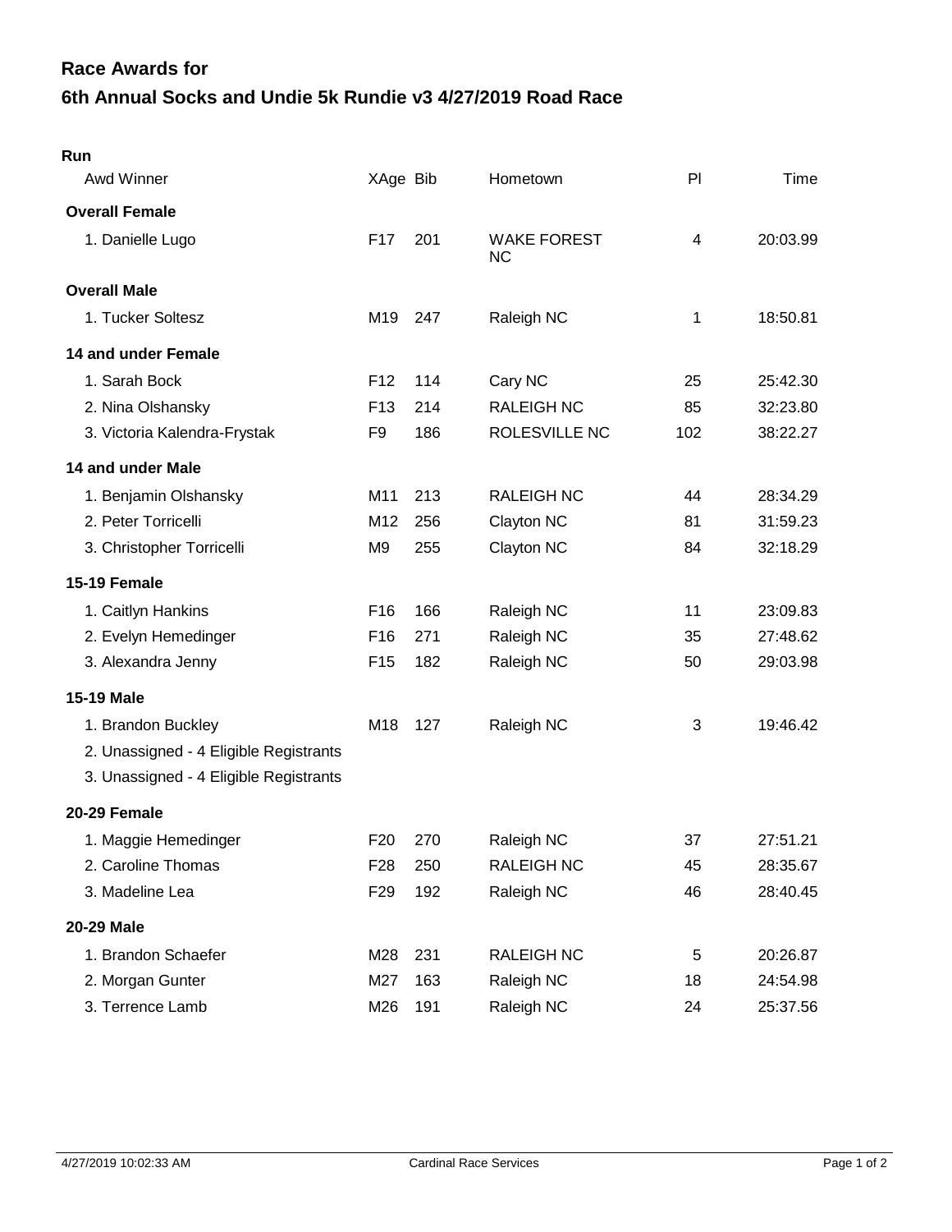# Race Awards for

## 6th Annual Socks and Undie 5k Rundie v3 4/27/2019 Road Race

**Run**

| Awd Winner | XAge | Bib | Hometown | Pl | Time |
|---|---|---|---|---|---|
| **Overall Female** | | | | | |
| 1. Danielle Lugo | F17 | 201 | WAKE FOREST NC | 4 | 20:03.99 |
| **Overall Male** | | | | | |
| 1. Tucker Soltesz | M19 | 247 | Raleigh NC | 1 | 18:50.81 |
| **14 and under Female** | | | | | |
| 1. Sarah Bock | F12 | 114 | Cary NC | 25 | 25:42.30 |
| 2. Nina Olshansky | F13 | 214 | RALEIGH NC | 85 | 32:23.80 |
| 3. Victoria Kalendra-Frystak | F9 | 186 | ROLESVILLE NC | 102 | 38:22.27 |
| **14 and under Male** | | | | | |
| 1. Benjamin Olshansky | M11 | 213 | RALEIGH NC | 44 | 28:34.29 |
| 2. Peter Torricelli | M12 | 256 | Clayton NC | 81 | 31:59.23 |
| 3. Christopher Torricelli | M9 | 255 | Clayton NC | 84 | 32:18.29 |
| **15-19 Female** | | | | | |
| 1. Caitlyn Hankins | F16 | 166 | Raleigh NC | 11 | 23:09.83 |
| 2. Evelyn Hemedinger | F16 | 271 | Raleigh NC | 35 | 27:48.62 |
| 3. Alexandra Jenny | F15 | 182 | Raleigh NC | 50 | 29:03.98 |
| **15-19 Male** | | | | | |
| 1. Brandon Buckley | M18 | 127 | Raleigh NC | 3 | 19:46.42 |
| 2. Unassigned - 4 Eligible Registrants | | | | | |
| 3. Unassigned - 4 Eligible Registrants | | | | | |
| **20-29 Female** | | | | | |
| 1. Maggie Hemedinger | F20 | 270 | Raleigh NC | 37 | 27:51.21 |
| 2. Caroline Thomas | F28 | 250 | RALEIGH NC | 45 | 28:35.67 |
| 3. Madeline Lea | F29 | 192 | Raleigh NC | 46 | 28:40.45 |
| **20-29 Male** | | | | | |
| 1. Brandon Schaefer | M28 | 231 | RALEIGH NC | 5 | 20:26.87 |
| 2. Morgan Gunter | M27 | 163 | Raleigh NC | 18 | 24:54.98 |
| 3. Terrence Lamb | M26 | 191 | Raleigh NC | 24 | 25:37.56 |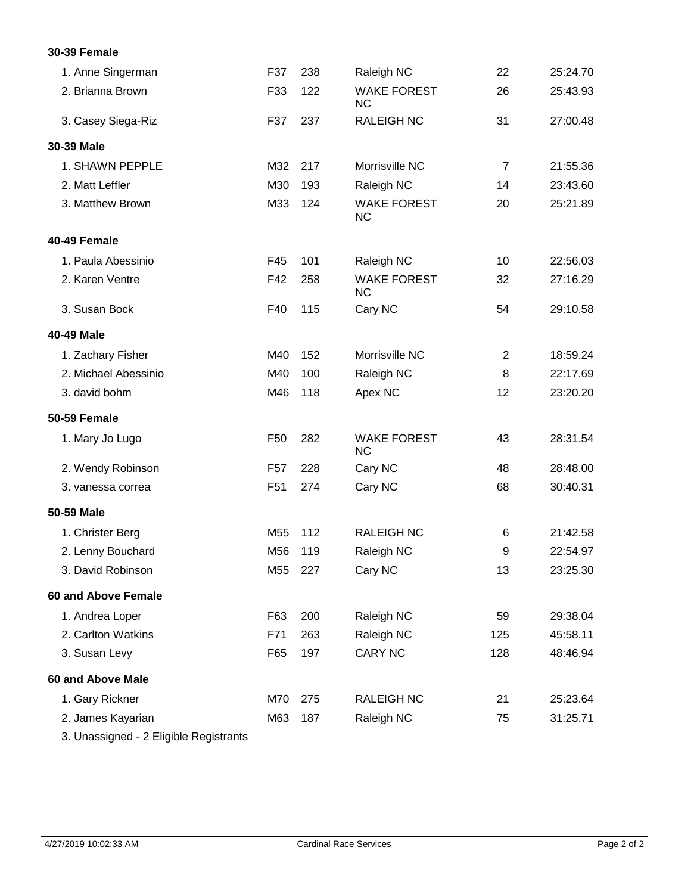**30-39 Female**

| | | | | | |
|---|---|---|---|---|---|
| 1. Anne Singerman | F37 | 238 | Raleigh NC | 22 | 25:24.70 |
| 2. Brianna Brown | F33 | 122 | WAKE FOREST NC | 26 | 25:43.93 |
| 3. Casey Siega-Riz | F37 | 237 | RALEIGH NC | 31 | 27:00.48 |

**30-39 Male**

| | | | | | |
|---|---|---|---|---|---|
| 1. SHAWN PEPPLE | M32 | 217 | Morrisville NC | 7 | 21:55.36 |
| 2. Matt Leffler | M30 | 193 | Raleigh NC | 14 | 23:43.60 |
| 3. Matthew Brown | M33 | 124 | WAKE FOREST NC | 20 | 25:21.89 |

**40-49 Female**

| | | | | | |
|---|---|---|---|---|---|
| 1. Paula Abessinio | F45 | 101 | Raleigh NC | 10 | 22:56.03 |
| 2. Karen Ventre | F42 | 258 | WAKE FOREST NC | 32 | 27:16.29 |
| 3. Susan Bock | F40 | 115 | Cary NC | 54 | 29:10.58 |

**40-49 Male**

| | | | | | |
|---|---|---|---|---|---|
| 1. Zachary Fisher | M40 | 152 | Morrisville NC | 2 | 18:59.24 |
| 2. Michael Abessinio | M40 | 100 | Raleigh NC | 8 | 22:17.69 |
| 3. david bohm | M46 | 118 | Apex NC | 12 | 23:20.20 |

**50-59 Female**

| | | | | | |
|---|---|---|---|---|---|
| 1. Mary Jo Lugo | F50 | 282 | WAKE FOREST NC | 43 | 28:31.54 |
| 2. Wendy Robinson | F57 | 228 | Cary NC | 48 | 28:48.00 |
| 3. vanessa correa | F51 | 274 | Cary NC | 68 | 30:40.31 |

**50-59 Male**

| | | | | | |
|---|---|---|---|---|---|
| 1. Christer Berg | M55 | 112 | RALEIGH NC | 6 | 21:42.58 |
| 2. Lenny Bouchard | M56 | 119 | Raleigh NC | 9 | 22:54.97 |
| 3. David Robinson | M55 | 227 | Cary NC | 13 | 23:25.30 |

**60 and Above Female**

| | | | | | |
|---|---|---|---|---|---|
| 1. Andrea Loper | F63 | 200 | Raleigh NC | 59 | 29:38.04 |
| 2. Carlton Watkins | F71 | 263 | Raleigh NC | 125 | 45:58.11 |
| 3. Susan Levy | F65 | 197 | CARY NC | 128 | 48:46.94 |

**60 and Above Male**

| | | | | | |
|---|---|---|---|---|---|
| 1. Gary Rickner | M70 | 275 | RALEIGH NC | 21 | 25:23.64 |
| 2. James Kayarian | M63 | 187 | Raleigh NC | 75 | 31:25.71 |
| 3. Unassigned - 2 Eligible Registrants | | | | | |